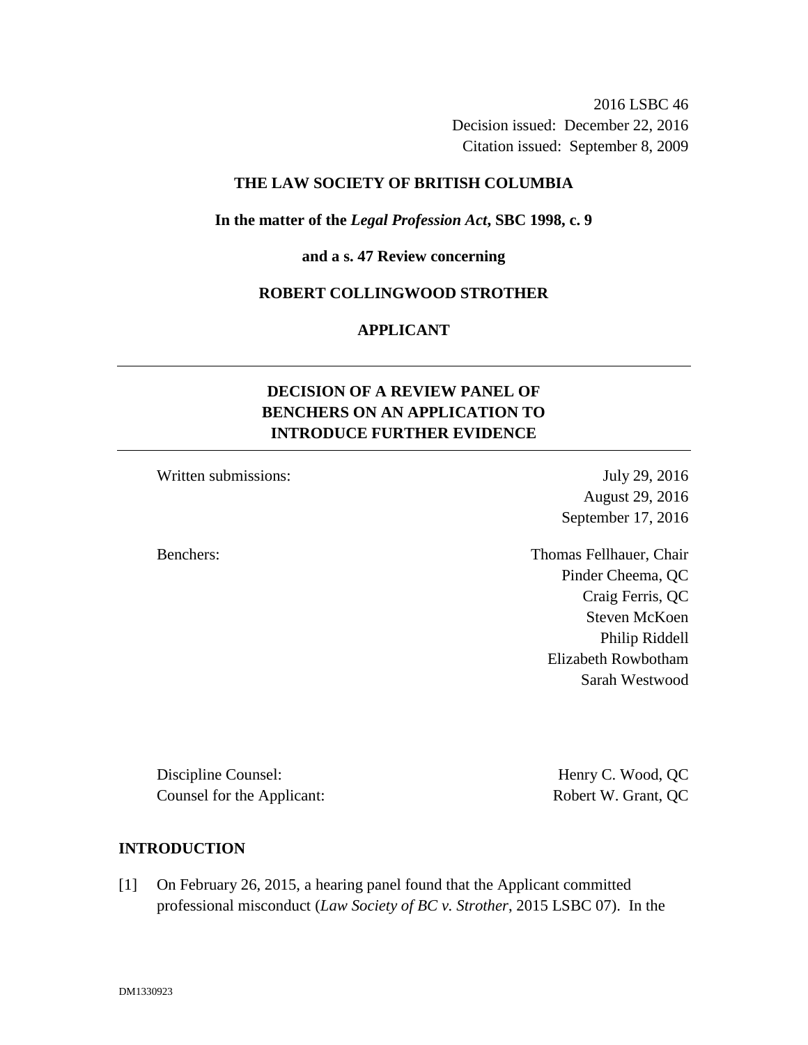2016 LSBC 46
Decision issued: December 22, 2016
Citation issued: September 8, 2009

**THE LAW SOCIETY OF BRITISH COLUMBIA**

**In the matter of the *Legal Profession Act*, SBC 1998, c. 9**

**and a s. 47 Review concerning**

**ROBERT COLLINGWOOD STROTHER**

**APPLICANT**

---

## DECISION OF A REVIEW PANEL OF BENCHERS ON AN APPLICATION TO INTRODUCE FURTHER EVIDENCE

---

Written submissions: July 29, 2016
August 29, 2016
September 17, 2016

Benchers: Thomas Fellhauer, Chair
Pinder Cheema, QC
Craig Ferris, QC
Steven McKoen
Philip Riddell
Elizabeth Rowbotham
Sarah Westwood

Discipline Counsel: Henry C. Wood, QC
Counsel for the Applicant: Robert W. Grant, QC

## INTRODUCTION

[1] On February 26, 2015, a hearing panel found that the Applicant committed professional misconduct (*Law Society of BC v. Strother*, 2015 LSBC 07). In the

DM1330923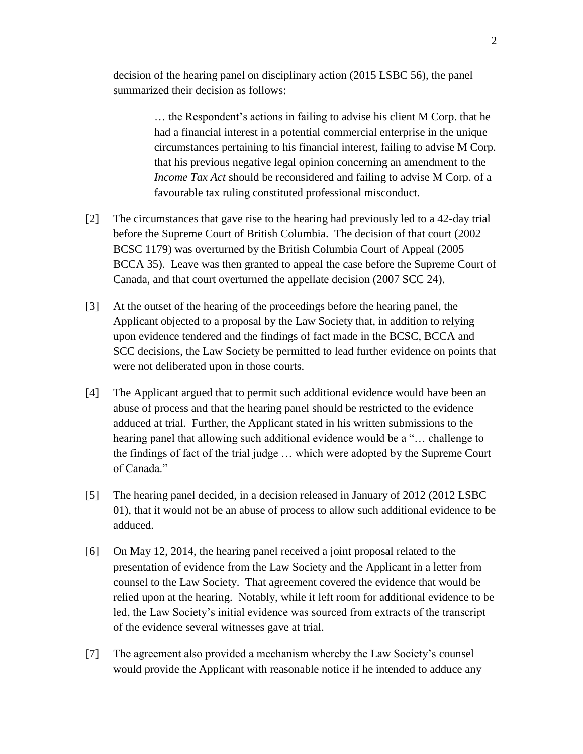decision of the hearing panel on disciplinary action (2015 LSBC 56), the panel summarized their decision as follows:

> … the Respondent's actions in failing to advise his client M Corp. that he had a financial interest in a potential commercial enterprise in the unique circumstances pertaining to his financial interest, failing to advise M Corp. that his previous negative legal opinion concerning an amendment to the *Income Tax Act* should be reconsidered and failing to advise M Corp. of a favourable tax ruling constituted professional misconduct.

[2] The circumstances that gave rise to the hearing had previously led to a 42-day trial before the Supreme Court of British Columbia. The decision of that court (2002 BCSC 1179) was overturned by the British Columbia Court of Appeal (2005 BCCA 35). Leave was then granted to appeal the case before the Supreme Court of Canada, and that court overturned the appellate decision (2007 SCC 24).

[3] At the outset of the hearing of the proceedings before the hearing panel, the Applicant objected to a proposal by the Law Society that, in addition to relying upon evidence tendered and the findings of fact made in the BCSC, BCCA and SCC decisions, the Law Society be permitted to lead further evidence on points that were not deliberated upon in those courts.

[4] The Applicant argued that to permit such additional evidence would have been an abuse of process and that the hearing panel should be restricted to the evidence adduced at trial. Further, the Applicant stated in his written submissions to the hearing panel that allowing such additional evidence would be a "… challenge to the findings of fact of the trial judge … which were adopted by the Supreme Court of Canada."

[5] The hearing panel decided, in a decision released in January of 2012 (2012 LSBC 01), that it would not be an abuse of process to allow such additional evidence to be adduced.

[6] On May 12, 2014, the hearing panel received a joint proposal related to the presentation of evidence from the Law Society and the Applicant in a letter from counsel to the Law Society. That agreement covered the evidence that would be relied upon at the hearing. Notably, while it left room for additional evidence to be led, the Law Society's initial evidence was sourced from extracts of the transcript of the evidence several witnesses gave at trial.

[7] The agreement also provided a mechanism whereby the Law Society's counsel would provide the Applicant with reasonable notice if he intended to adduce any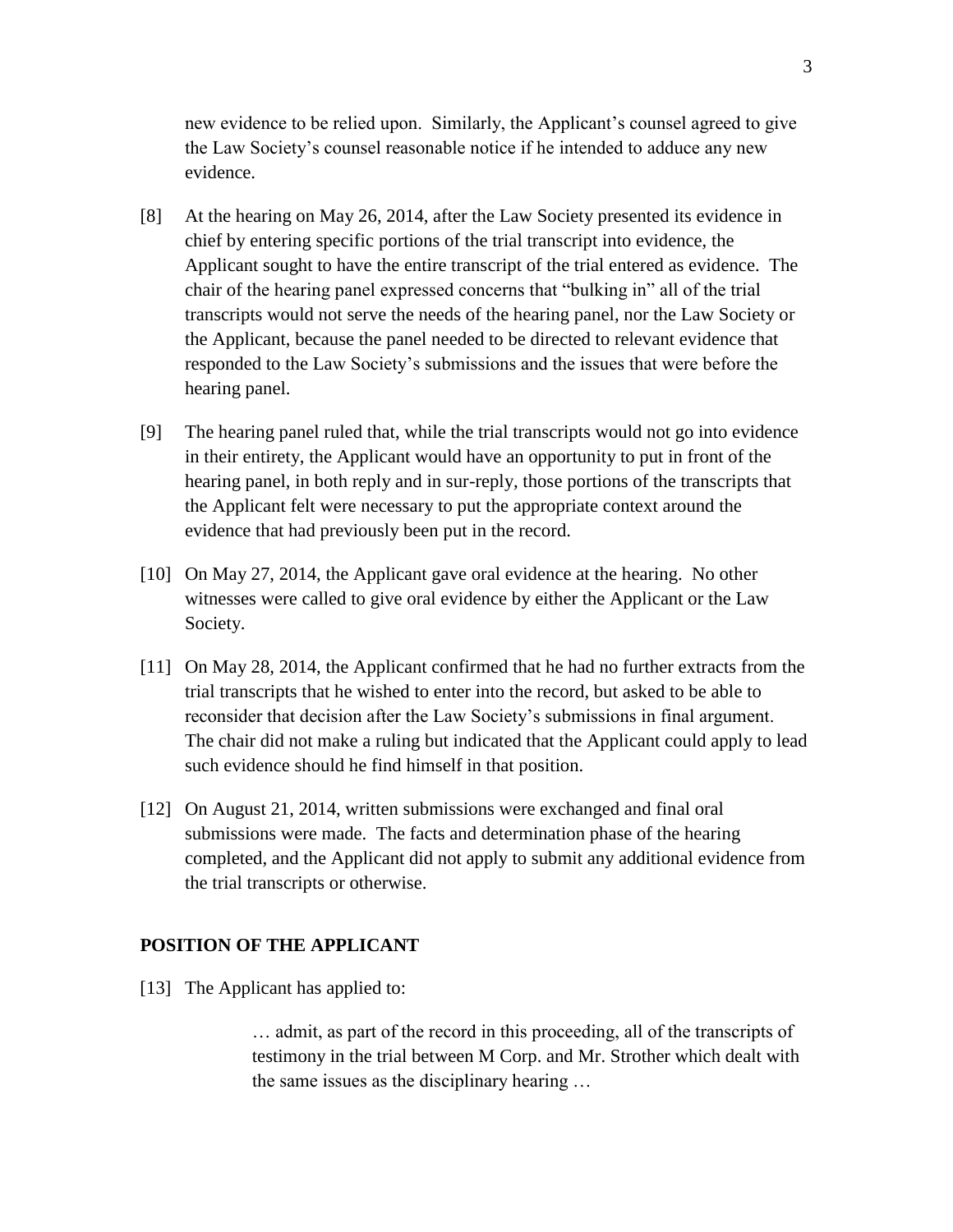new evidence to be relied upon. Similarly, the Applicant's counsel agreed to give the Law Society's counsel reasonable notice if he intended to adduce any new evidence.

[8] At the hearing on May 26, 2014, after the Law Society presented its evidence in chief by entering specific portions of the trial transcript into evidence, the Applicant sought to have the entire transcript of the trial entered as evidence. The chair of the hearing panel expressed concerns that "bulking in" all of the trial transcripts would not serve the needs of the hearing panel, nor the Law Society or the Applicant, because the panel needed to be directed to relevant evidence that responded to the Law Society's submissions and the issues that were before the hearing panel.

[9] The hearing panel ruled that, while the trial transcripts would not go into evidence in their entirety, the Applicant would have an opportunity to put in front of the hearing panel, in both reply and in sur-reply, those portions of the transcripts that the Applicant felt were necessary to put the appropriate context around the evidence that had previously been put in the record.

[10] On May 27, 2014, the Applicant gave oral evidence at the hearing. No other witnesses were called to give oral evidence by either the Applicant or the Law Society.

[11] On May 28, 2014, the Applicant confirmed that he had no further extracts from the trial transcripts that he wished to enter into the record, but asked to be able to reconsider that decision after the Law Society's submissions in final argument. The chair did not make a ruling but indicated that the Applicant could apply to lead such evidence should he find himself in that position.

[12] On August 21, 2014, written submissions were exchanged and final oral submissions were made. The facts and determination phase of the hearing completed, and the Applicant did not apply to submit any additional evidence from the trial transcripts or otherwise.

## POSITION OF THE APPLICANT

[13] The Applicant has applied to:

> … admit, as part of the record in this proceeding, all of the transcripts of testimony in the trial between M Corp. and Mr. Strother which dealt with the same issues as the disciplinary hearing …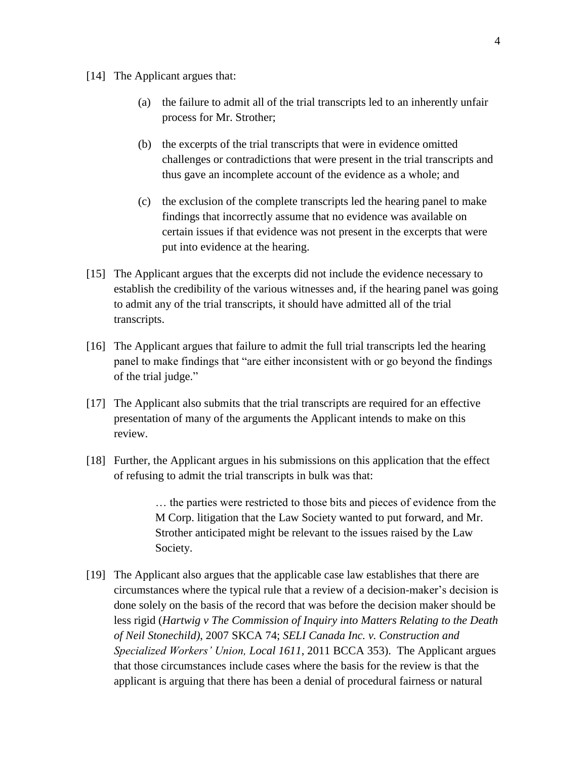[14] The Applicant argues that:

> (a) the failure to admit all of the trial transcripts led to an inherently unfair process for Mr. Strother;
>
> (b) the excerpts of the trial transcripts that were in evidence omitted challenges or contradictions that were present in the trial transcripts and thus gave an incomplete account of the evidence as a whole; and
>
> (c) the exclusion of the complete transcripts led the hearing panel to make findings that incorrectly assume that no evidence was available on certain issues if that evidence was not present in the excerpts that were put into evidence at the hearing.

[15] The Applicant argues that the excerpts did not include the evidence necessary to establish the credibility of the various witnesses and, if the hearing panel was going to admit any of the trial transcripts, it should have admitted all of the trial transcripts.

[16] The Applicant argues that failure to admit the full trial transcripts led the hearing panel to make findings that "are either inconsistent with or go beyond the findings of the trial judge."

[17] The Applicant also submits that the trial transcripts are required for an effective presentation of many of the arguments the Applicant intends to make on this review.

[18] Further, the Applicant argues in his submissions on this application that the effect of refusing to admit the trial transcripts in bulk was that:

> … the parties were restricted to those bits and pieces of evidence from the M Corp. litigation that the Law Society wanted to put forward, and Mr. Strother anticipated might be relevant to the issues raised by the Law Society.

[19] The Applicant also argues that the applicable case law establishes that there are circumstances where the typical rule that a review of a decision-maker's decision is done solely on the basis of the record that was before the decision maker should be less rigid (*Hartwig v The Commission of Inquiry into Matters Relating to the Death of Neil Stonechild)*, 2007 SKCA 74; *SELI Canada Inc. v. Construction and Specialized Workers' Union, Local 1611*, 2011 BCCA 353). The Applicant argues that those circumstances include cases where the basis for the review is that the applicant is arguing that there has been a denial of procedural fairness or natural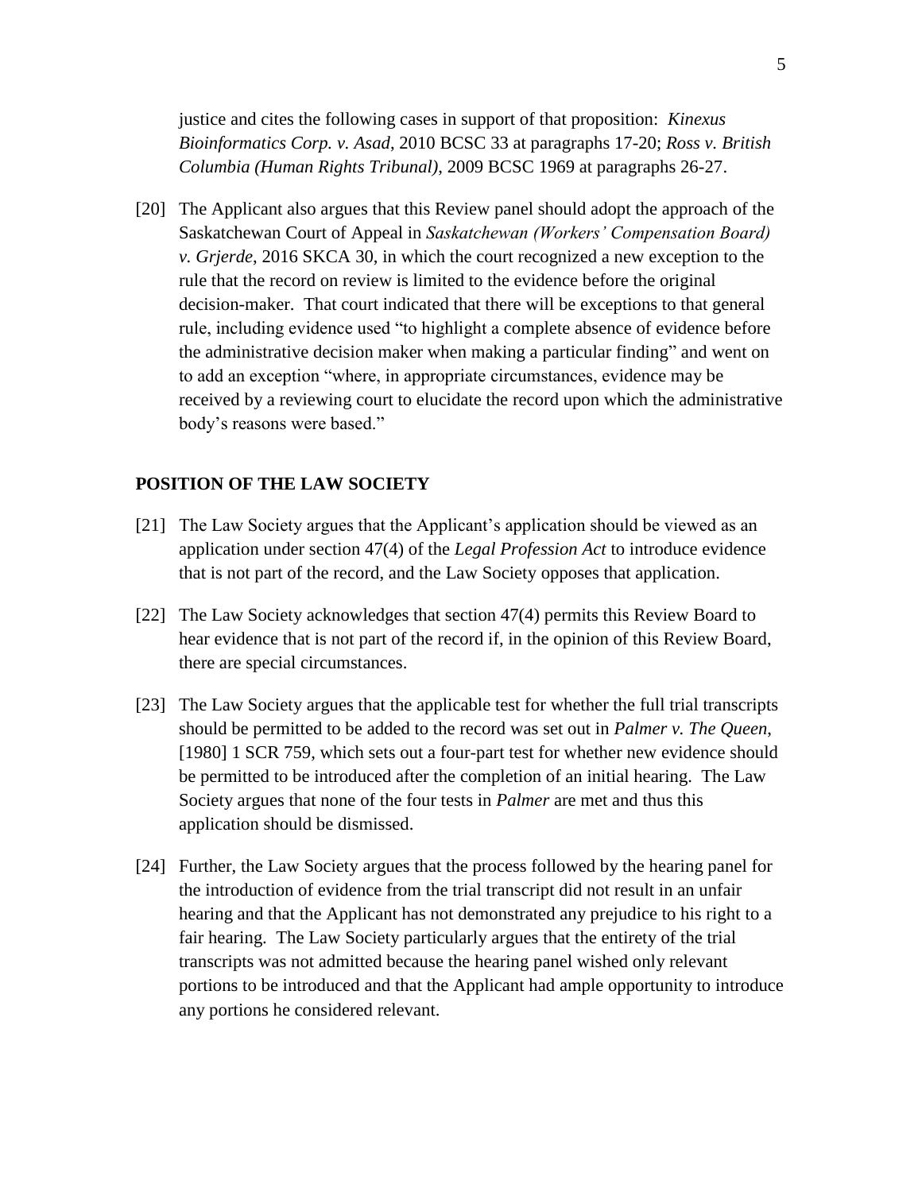justice and cites the following cases in support of that proposition: *Kinexus Bioinformatics Corp. v. Asad*, 2010 BCSC 33 at paragraphs 17-20; *Ross v. British Columbia (Human Rights Tribunal)*, 2009 BCSC 1969 at paragraphs 26-27.

[20] The Applicant also argues that this Review panel should adopt the approach of the Saskatchewan Court of Appeal in *Saskatchewan (Workers' Compensation Board) v. Grjerde*, 2016 SKCA 30, in which the court recognized a new exception to the rule that the record on review is limited to the evidence before the original decision-maker. That court indicated that there will be exceptions to that general rule, including evidence used "to highlight a complete absence of evidence before the administrative decision maker when making a particular finding" and went on to add an exception "where, in appropriate circumstances, evidence may be received by a reviewing court to elucidate the record upon which the administrative body's reasons were based."

## POSITION OF THE LAW SOCIETY

[21] The Law Society argues that the Applicant's application should be viewed as an application under section 47(4) of the *Legal Profession Act* to introduce evidence that is not part of the record, and the Law Society opposes that application.

[22] The Law Society acknowledges that section 47(4) permits this Review Board to hear evidence that is not part of the record if, in the opinion of this Review Board, there are special circumstances.

[23] The Law Society argues that the applicable test for whether the full trial transcripts should be permitted to be added to the record was set out in *Palmer v. The Queen*, [1980] 1 SCR 759, which sets out a four-part test for whether new evidence should be permitted to be introduced after the completion of an initial hearing. The Law Society argues that none of the four tests in *Palmer* are met and thus this application should be dismissed.

[24] Further, the Law Society argues that the process followed by the hearing panel for the introduction of evidence from the trial transcript did not result in an unfair hearing and that the Applicant has not demonstrated any prejudice to his right to a fair hearing. The Law Society particularly argues that the entirety of the trial transcripts was not admitted because the hearing panel wished only relevant portions to be introduced and that the Applicant had ample opportunity to introduce any portions he considered relevant.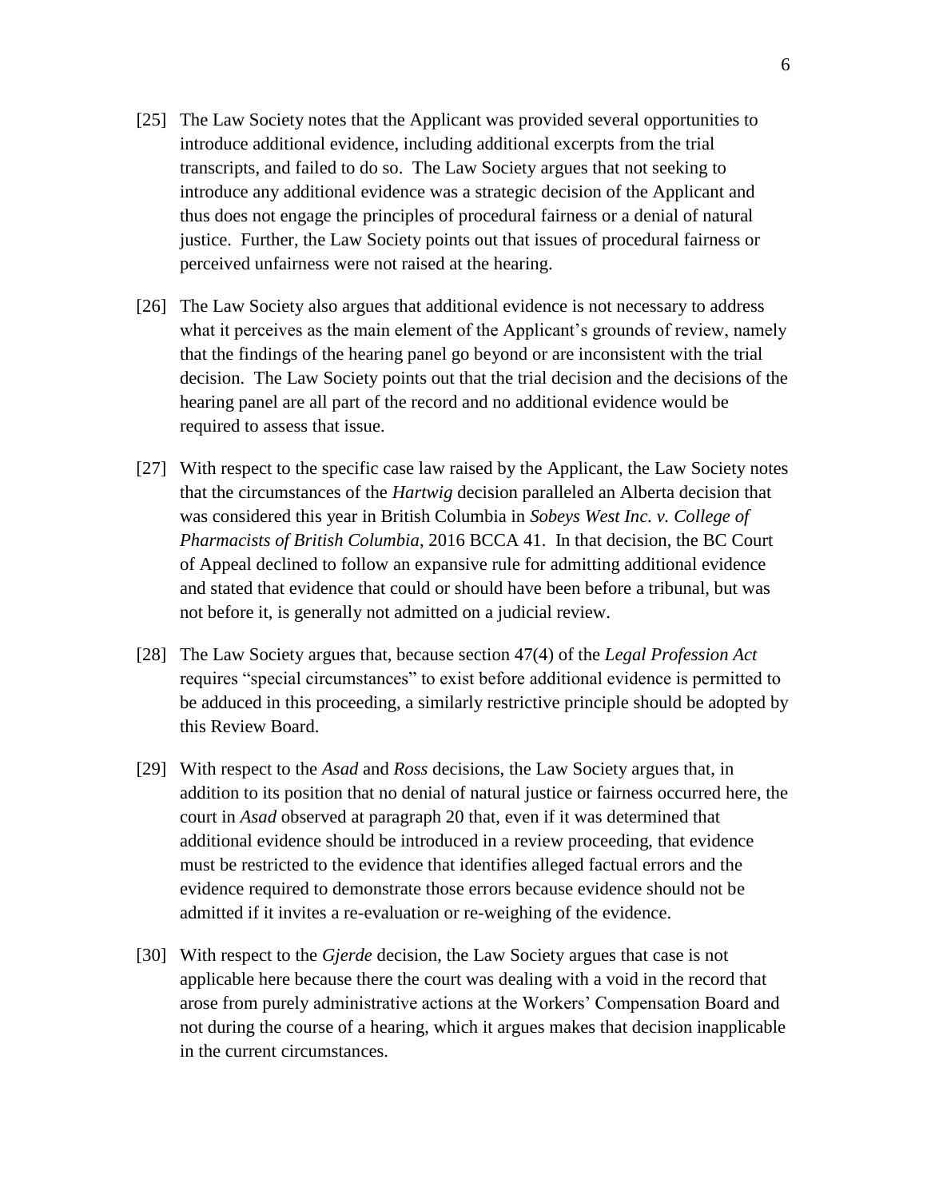[25] The Law Society notes that the Applicant was provided several opportunities to introduce additional evidence, including additional excerpts from the trial transcripts, and failed to do so. The Law Society argues that not seeking to introduce any additional evidence was a strategic decision of the Applicant and thus does not engage the principles of procedural fairness or a denial of natural justice. Further, the Law Society points out that issues of procedural fairness or perceived unfairness were not raised at the hearing.

[26] The Law Society also argues that additional evidence is not necessary to address what it perceives as the main element of the Applicant's grounds of review, namely that the findings of the hearing panel go beyond or are inconsistent with the trial decision. The Law Society points out that the trial decision and the decisions of the hearing panel are all part of the record and no additional evidence would be required to assess that issue.

[27] With respect to the specific case law raised by the Applicant, the Law Society notes that the circumstances of the *Hartwig* decision paralleled an Alberta decision that was considered this year in British Columbia in *Sobeys West Inc. v. College of Pharmacists of British Columbia*, 2016 BCCA 41. In that decision, the BC Court of Appeal declined to follow an expansive rule for admitting additional evidence and stated that evidence that could or should have been before a tribunal, but was not before it, is generally not admitted on a judicial review.

[28] The Law Society argues that, because section 47(4) of the *Legal Profession Act* requires "special circumstances" to exist before additional evidence is permitted to be adduced in this proceeding, a similarly restrictive principle should be adopted by this Review Board.

[29] With respect to the *Asad* and *Ross* decisions, the Law Society argues that, in addition to its position that no denial of natural justice or fairness occurred here, the court in *Asad* observed at paragraph 20 that, even if it was determined that additional evidence should be introduced in a review proceeding, that evidence must be restricted to the evidence that identifies alleged factual errors and the evidence required to demonstrate those errors because evidence should not be admitted if it invites a re-evaluation or re-weighing of the evidence.

[30] With respect to the *Gjerde* decision, the Law Society argues that case is not applicable here because there the court was dealing with a void in the record that arose from purely administrative actions at the Workers' Compensation Board and not during the course of a hearing, which it argues makes that decision inapplicable in the current circumstances.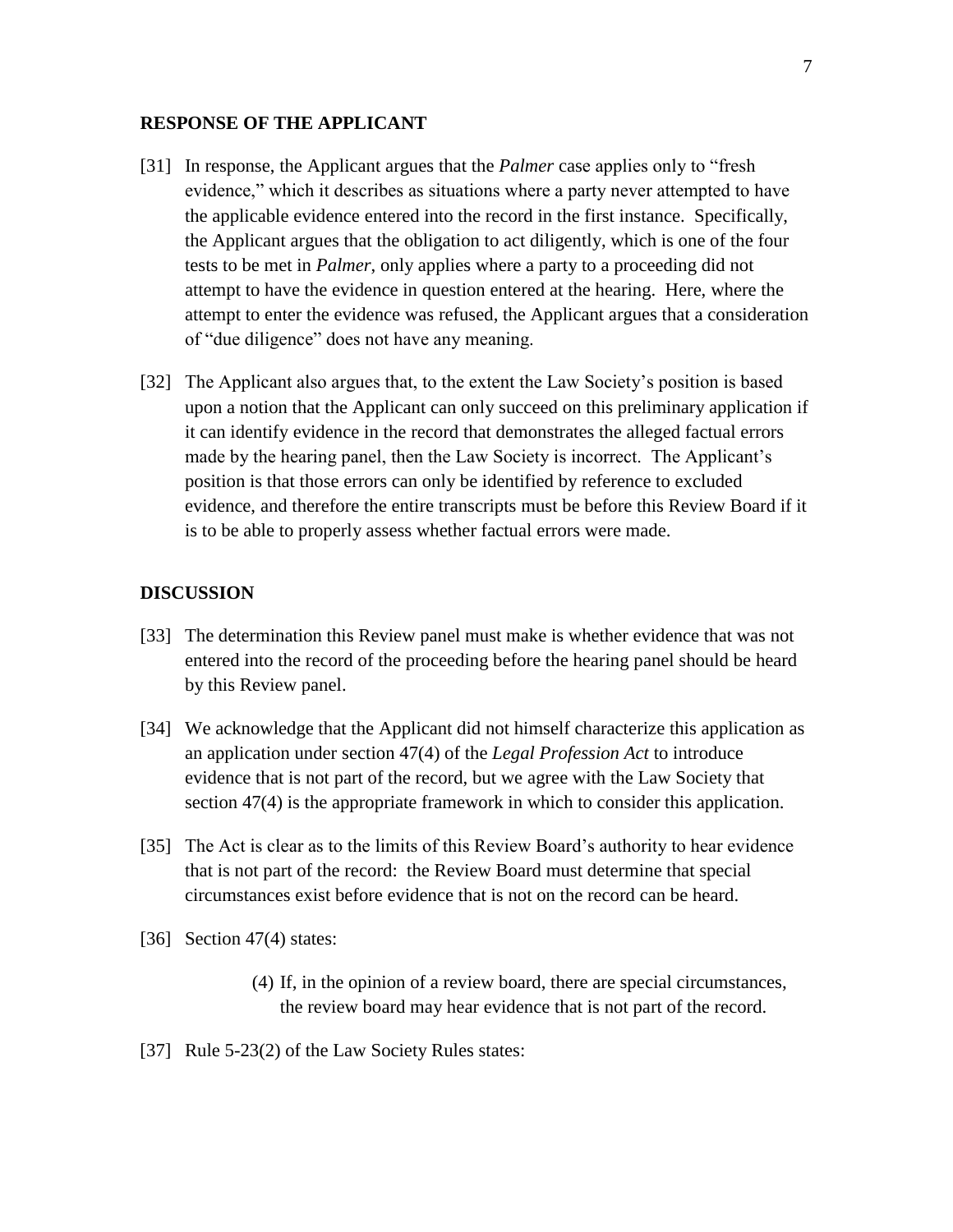## RESPONSE OF THE APPLICANT

[31] In response, the Applicant argues that the *Palmer* case applies only to "fresh evidence," which it describes as situations where a party never attempted to have the applicable evidence entered into the record in the first instance. Specifically, the Applicant argues that the obligation to act diligently, which is one of the four tests to be met in *Palmer*, only applies where a party to a proceeding did not attempt to have the evidence in question entered at the hearing. Here, where the attempt to enter the evidence was refused, the Applicant argues that a consideration of "due diligence" does not have any meaning.

[32] The Applicant also argues that, to the extent the Law Society's position is based upon a notion that the Applicant can only succeed on this preliminary application if it can identify evidence in the record that demonstrates the alleged factual errors made by the hearing panel, then the Law Society is incorrect. The Applicant's position is that those errors can only be identified by reference to excluded evidence, and therefore the entire transcripts must be before this Review Board if it is to be able to properly assess whether factual errors were made.

## DISCUSSION

[33] The determination this Review panel must make is whether evidence that was not entered into the record of the proceeding before the hearing panel should be heard by this Review panel.

[34] We acknowledge that the Applicant did not himself characterize this application as an application under section 47(4) of the *Legal Profession Act* to introduce evidence that is not part of the record, but we agree with the Law Society that section 47(4) is the appropriate framework in which to consider this application.

[35] The Act is clear as to the limits of this Review Board's authority to hear evidence that is not part of the record: the Review Board must determine that special circumstances exist before evidence that is not on the record can be heard.

[36] Section 47(4) states:

> (4) If, in the opinion of a review board, there are special circumstances, the review board may hear evidence that is not part of the record.

[37] Rule 5-23(2) of the Law Society Rules states: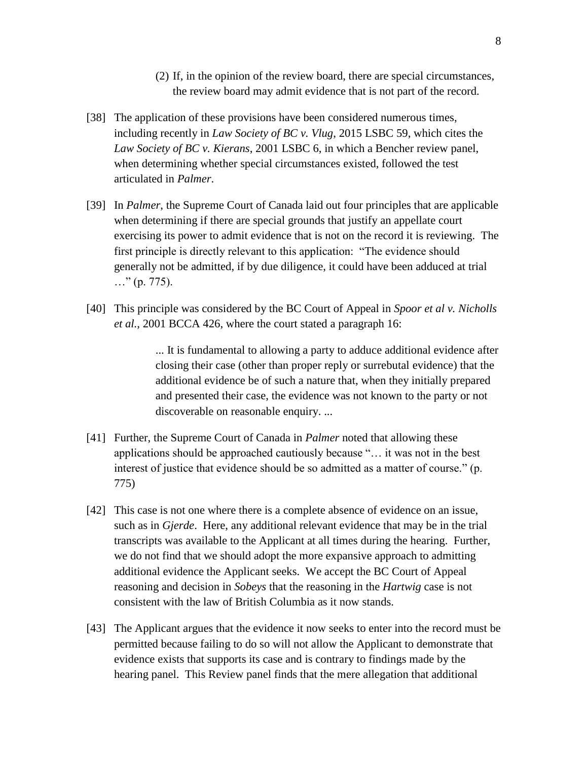(2) If, in the opinion of the review board, there are special circumstances, the review board may admit evidence that is not part of the record.

[38] The application of these provisions have been considered numerous times, including recently in *Law Society of BC v. Vlug*, 2015 LSBC 59, which cites the *Law Society of BC v. Kierans*, 2001 LSBC 6, in which a Bencher review panel, when determining whether special circumstances existed, followed the test articulated in *Palmer*.

[39] In *Palmer*, the Supreme Court of Canada laid out four principles that are applicable when determining if there are special grounds that justify an appellate court exercising its power to admit evidence that is not on the record it is reviewing. The first principle is directly relevant to this application: "The evidence should generally not be admitted, if by due diligence, it could have been adduced at trial …" (p. 775).

[40] This principle was considered by the BC Court of Appeal in *Spoor et al v. Nicholls et al.*, 2001 BCCA 426, where the court stated a paragraph 16:

> ... It is fundamental to allowing a party to adduce additional evidence after closing their case (other than proper reply or surrebutal evidence) that the additional evidence be of such a nature that, when they initially prepared and presented their case, the evidence was not known to the party or not discoverable on reasonable enquiry. ...

[41] Further, the Supreme Court of Canada in *Palmer* noted that allowing these applications should be approached cautiously because "… it was not in the best interest of justice that evidence should be so admitted as a matter of course." (p. 775)

[42] This case is not one where there is a complete absence of evidence on an issue, such as in *Gjerde*. Here, any additional relevant evidence that may be in the trial transcripts was available to the Applicant at all times during the hearing. Further, we do not find that we should adopt the more expansive approach to admitting additional evidence the Applicant seeks. We accept the BC Court of Appeal reasoning and decision in *Sobeys* that the reasoning in the *Hartwig* case is not consistent with the law of British Columbia as it now stands.

[43] The Applicant argues that the evidence it now seeks to enter into the record must be permitted because failing to do so will not allow the Applicant to demonstrate that evidence exists that supports its case and is contrary to findings made by the hearing panel. This Review panel finds that the mere allegation that additional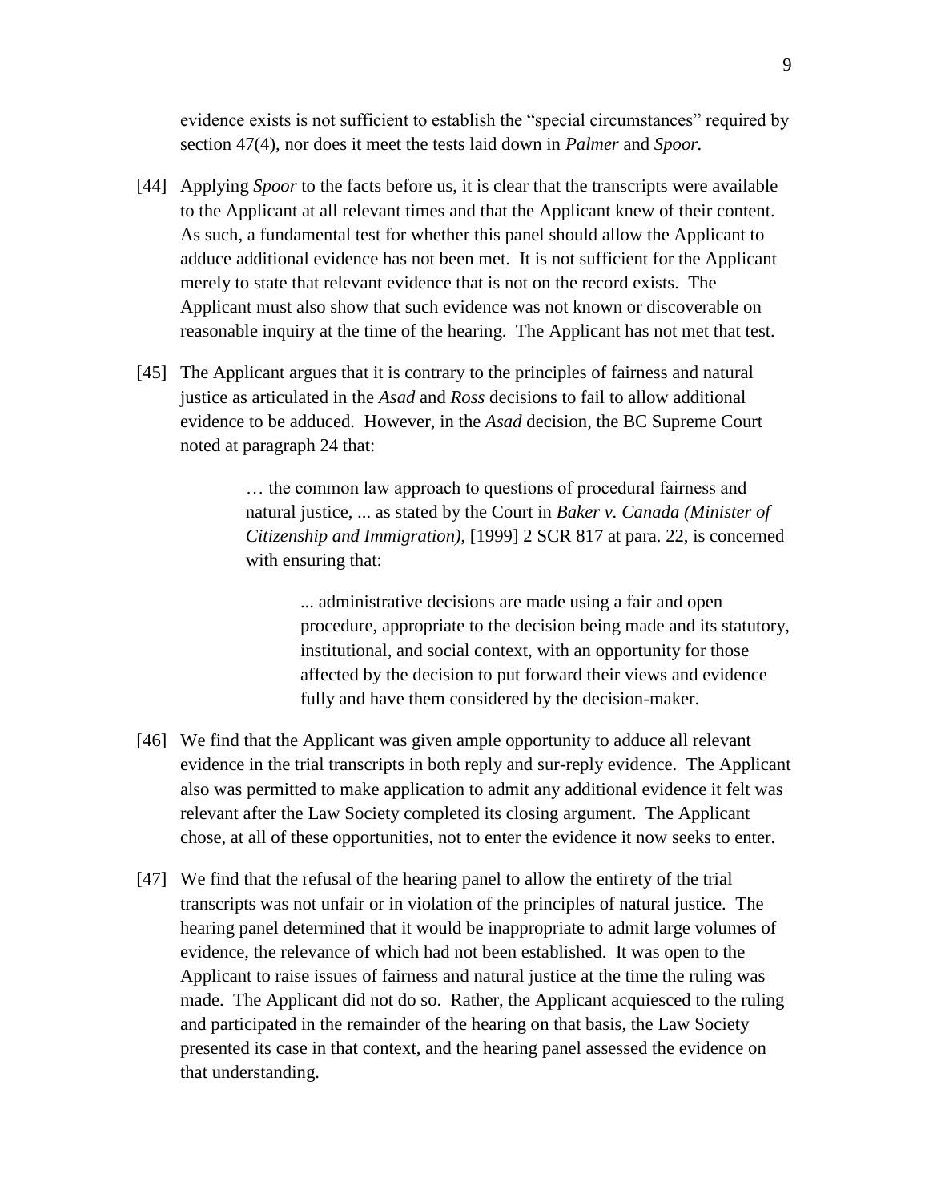evidence exists is not sufficient to establish the "special circumstances" required by section 47(4), nor does it meet the tests laid down in *Palmer* and *Spoor.*

[44] Applying *Spoor* to the facts before us, it is clear that the transcripts were available to the Applicant at all relevant times and that the Applicant knew of their content. As such, a fundamental test for whether this panel should allow the Applicant to adduce additional evidence has not been met. It is not sufficient for the Applicant merely to state that relevant evidence that is not on the record exists. The Applicant must also show that such evidence was not known or discoverable on reasonable inquiry at the time of the hearing. The Applicant has not met that test.

[45] The Applicant argues that it is contrary to the principles of fairness and natural justice as articulated in the *Asad* and *Ross* decisions to fail to allow additional evidence to be adduced. However, in the *Asad* decision, the BC Supreme Court noted at paragraph 24 that:

> … the common law approach to questions of procedural fairness and natural justice, ... as stated by the Court in *Baker v. Canada (Minister of Citizenship and Immigration)*, [1999] 2 SCR 817 at para. 22, is concerned with ensuring that:
>
> > ... administrative decisions are made using a fair and open procedure, appropriate to the decision being made and its statutory, institutional, and social context, with an opportunity for those affected by the decision to put forward their views and evidence fully and have them considered by the decision-maker.

[46] We find that the Applicant was given ample opportunity to adduce all relevant evidence in the trial transcripts in both reply and sur-reply evidence. The Applicant also was permitted to make application to admit any additional evidence it felt was relevant after the Law Society completed its closing argument. The Applicant chose, at all of these opportunities, not to enter the evidence it now seeks to enter.

[47] We find that the refusal of the hearing panel to allow the entirety of the trial transcripts was not unfair or in violation of the principles of natural justice. The hearing panel determined that it would be inappropriate to admit large volumes of evidence, the relevance of which had not been established. It was open to the Applicant to raise issues of fairness and natural justice at the time the ruling was made. The Applicant did not do so. Rather, the Applicant acquiesced to the ruling and participated in the remainder of the hearing on that basis, the Law Society presented its case in that context, and the hearing panel assessed the evidence on that understanding.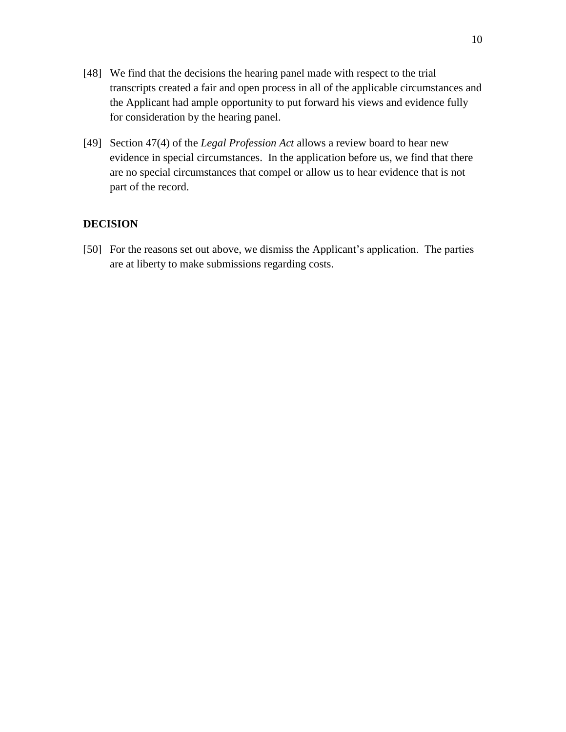[48] We find that the decisions the hearing panel made with respect to the trial transcripts created a fair and open process in all of the applicable circumstances and the Applicant had ample opportunity to put forward his views and evidence fully for consideration by the hearing panel.

[49] Section 47(4) of the *Legal Profession Act* allows a review board to hear new evidence in special circumstances. In the application before us, we find that there are no special circumstances that compel or allow us to hear evidence that is not part of the record.

## DECISION

[50] For the reasons set out above, we dismiss the Applicant's application. The parties are at liberty to make submissions regarding costs.